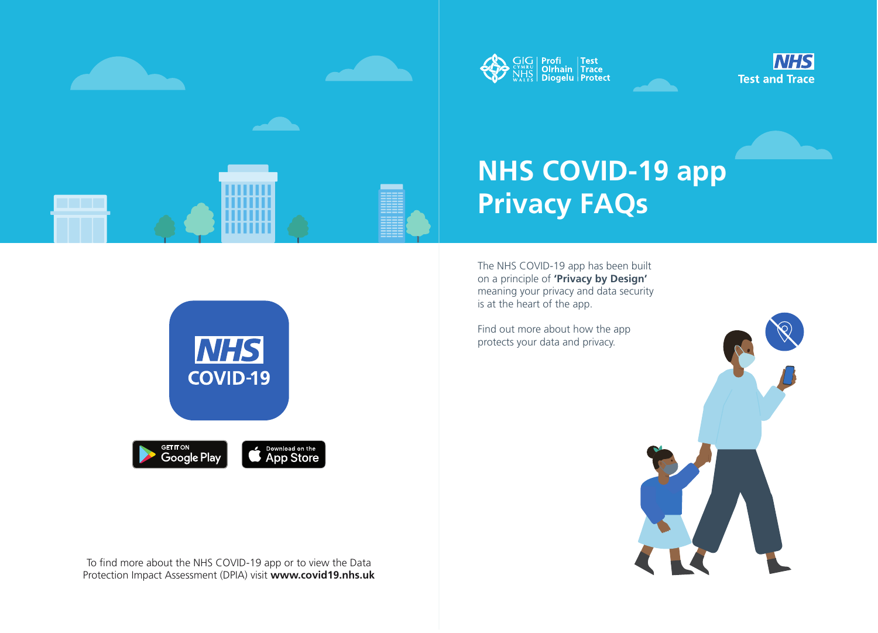GIG CYMRU NHS WALES | Profi Olrhain Diogelu | Test Trace Protect

NHS Test and Trace

# NHS COVID-19 app Privacy FAQs

The NHS COVID-19 app has been built on a principle of **'Privacy by Design'** meaning your privacy and data security is at the heart of the app.

Find out more about how the app protects your data and privacy.

NHS COVID-19

GET IT ON Google Play

Download on the App Store

To find more about the NHS COVID-19 app or to view the Data Protection Impact Assessment (DPIA) visit **www.covid19.nhs.uk**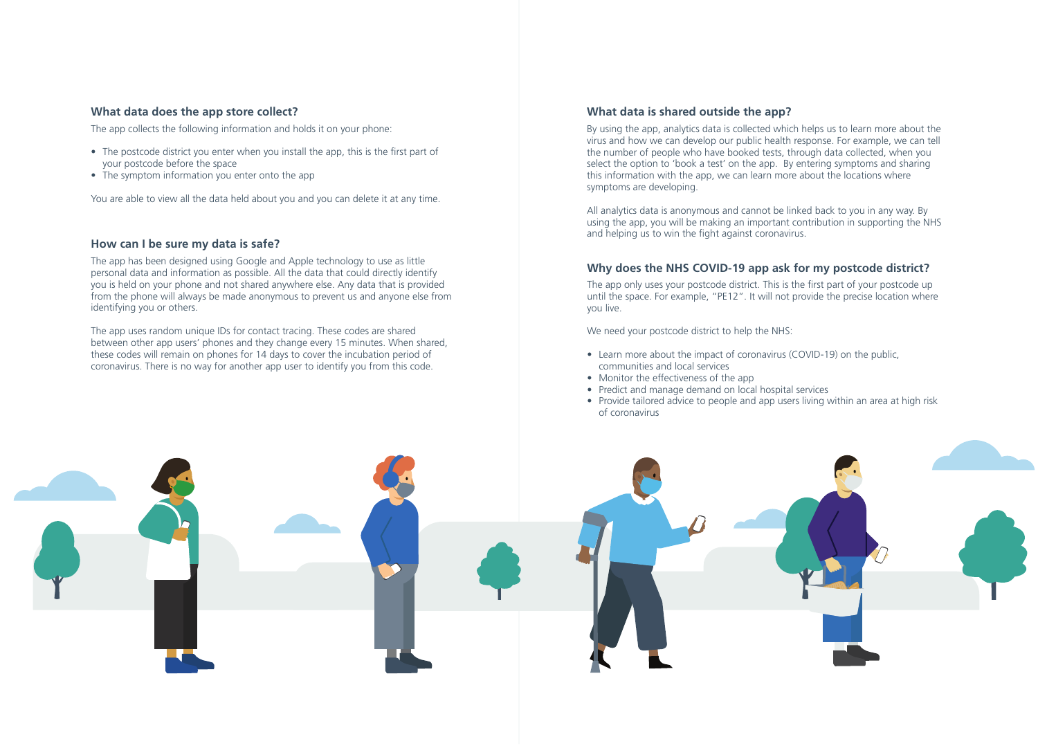## What data does the app store collect?

The app collects the following information and holds it on your phone:

- The postcode district you enter when you install the app, this is the first part of your postcode before the space
- The symptom information you enter onto the app

You are able to view all the data held about you and you can delete it at any time.

## How can I be sure my data is safe?

The app has been designed using Google and Apple technology to use as little personal data and information as possible. All the data that could directly identify you is held on your phone and not shared anywhere else. Any data that is provided from the phone will always be made anonymous to prevent us and anyone else from identifying you or others.

The app uses random unique IDs for contact tracing. These codes are shared between other app users' phones and they change every 15 minutes. When shared, these codes will remain on phones for 14 days to cover the incubation period of coronavirus. There is no way for another app user to identify you from this code.

## What data is shared outside the app?

By using the app, analytics data is collected which helps us to learn more about the virus and how we can develop our public health response. For example, we can tell the number of people who have booked tests, through data collected, when you select the option to 'book a test' on the app. By entering symptoms and sharing this information with the app, we can learn more about the locations where symptoms are developing.

All analytics data is anonymous and cannot be linked back to you in any way. By using the app, you will be making an important contribution in supporting the NHS and helping us to win the fight against coronavirus.

## Why does the NHS COVID-19 app ask for my postcode district?

The app only uses your postcode district. This is the first part of your postcode up until the space. For example, "PE12". It will not provide the precise location where you live.

We need your postcode district to help the NHS:

- Learn more about the impact of coronavirus (COVID-19) on the public, communities and local services
- Monitor the effectiveness of the app
- Predict and manage demand on local hospital services
- Provide tailored advice to people and app users living within an area at high risk of coronavirus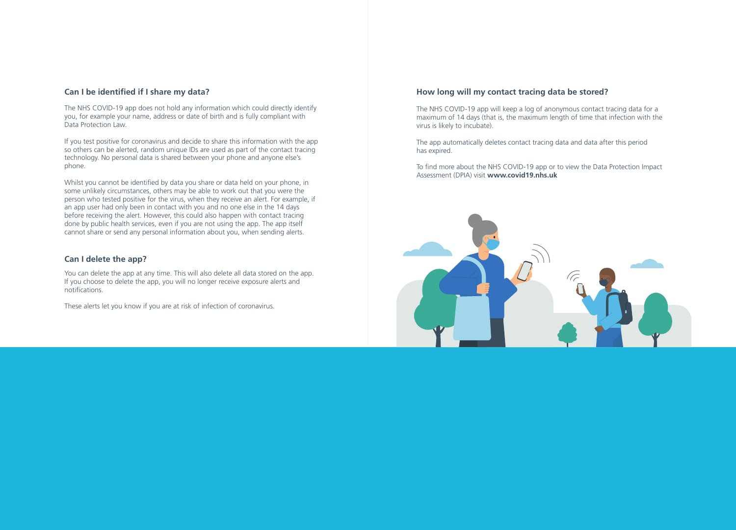## Can I be identified if I share my data?

The NHS COVID-19 app does not hold any information which could directly identify you, for example your name, address or date of birth and is fully compliant with Data Protection Law.

If you test positive for coronavirus and decide to share this information with the app so others can be alerted, random unique IDs are used as part of the contact tracing technology. No personal data is shared between your phone and anyone else's phone.

Whilst you cannot be identified by data you share or data held on your phone, in some unlikely circumstances, others may be able to work out that you were the person who tested positive for the virus, when they receive an alert. For example, if an app user had only been in contact with you and no one else in the 14 days before receiving the alert. However, this could also happen with contact tracing done by public health services, even if you are not using the app. The app itself cannot share or send any personal information about you, when sending alerts.

## Can I delete the app?

You can delete the app at any time. This will also delete all data stored on the app. If you choose to delete the app, you will no longer receive exposure alerts and notifications.

These alerts let you know if you are at risk of infection of coronavirus.

## How long will my contact tracing data be stored?

The NHS COVID-19 app will keep a log of anonymous contact tracing data for a maximum of 14 days (that is, the maximum length of time that infection with the virus is likely to incubate).

The app automatically deletes contact tracing data and data after this period has expired.

To find more about the NHS COVID-19 app or to view the Data Protection Impact Assessment (DPIA) visit **www.covid19.nhs.uk**